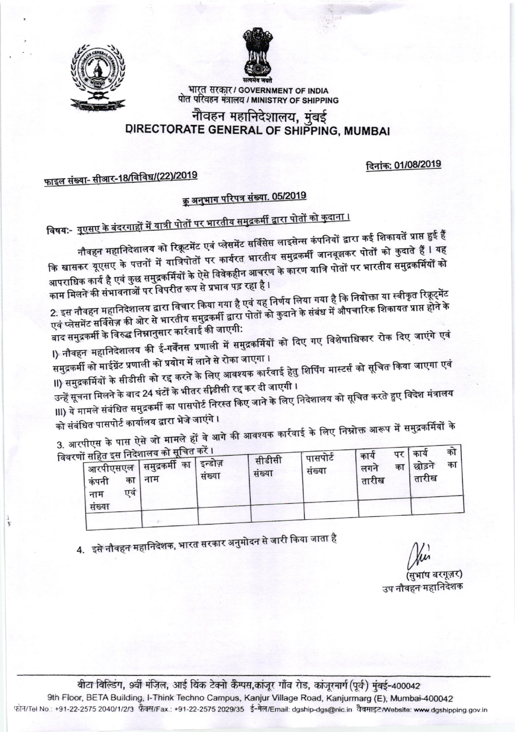भारत सरकार / GOVERNMENT OF INDIA
पोत परिवहन मंत्रालय / MINISTRY OF SHIPPING

# नौवहन महानिदेशालय, मुंबई
# DIRECTORATE GENERAL OF SHIPPING, MUMBAI

फाइल संख्या- सीआर-18/विविध/(22)/2019

दिनांक: 01/08/2019

## क्रू अनुभाग परिपत्र संख्या. 05/2019

विषय:- यूएसए के बंदरगाहों में यात्री पोतों पर भारतीय समुद्रकर्मी द्वारा पोतों को कुदाना।

नौवहन महानिदेशालय को रिक्रूटमेंट एवं प्लेसमेंट सर्विसेस लाइसेन्स कंपनियों द्वारा कई शिकायतें प्राप्त हुई हैं कि खासकर यूएसए के पत्तनों में यात्रिपोतों पर कार्यरत भारतीय समुद्रकर्मी जानबूझकर पोतों को कुदाते हैं। यह आपराधिक कार्य है एवं कुछ समुद्रकर्मियों के ऐसे विवेकहीन आचरण के कारण यात्रि पोतों पर भारतीय समुद्रकर्मियों को काम मिलने की संभावनाओं पर विपरीत रूप से प्रभाव पड़ रहा है।

2. इस नौवहन महानिदेशालय द्वारा विचार किया गया है एवं यह निर्णय लिया गया है कि नियोक्ता या स्वीकृत रिक्रूट्मेंट एवं प्लेसमेंट सर्विसेज़ की ओर से भारतीय समुद्रकर्मी द्वारा पोतों को कुदाने के संबंध में औपचारिक शिकायत प्राप्त होने के बाद समुद्रकर्मी के विरुद्ध निम्नानुसार कार्रवाई की जाएगी:

I) नौवहन महानिदेशालय की ई-गर्वेनस प्रणाली में समुद्रकर्मियों को दिए गए विशेषाधिकार रोक दिए जाएंगे एवं समुद्रकर्मी को माईग्रेंट प्रणाली को प्रयोग में लाने से रोका जाएगा।

II) समुद्रकर्मियों के सीडीसी को रद्द करने के लिए आवश्यक कार्रवाई हेतु शिपिंग मास्टर्स को सूचित किया जाएगा एवं उन्हें सूचना मिलने के बाद 24 घंटों के भीतर सीडीसी रद्द कर दी जाएगी।

III) ये मामले संबंधित समुद्रकर्मी का पासपोर्ट निरस्त किए जाने के लिए निदेशालय को सूचित करते हुए विदेश मंत्रालय को संबंधित पासपोर्ट कार्यालय द्वारा भेजे जाएंगे।

3. आरपीएस के पास ऐसे जो मामले हों वे आगे की आवश्यक कार्रवाई के लिए निम्नोक्त आरूप में समुद्रकर्मियों के विवरणों सहित इस निदेशालय को सूचित करें।

| आरपीएसएल कंपनी का नाम एवं संख्या | समुद्रकर्मी का नाम | इन्डोज़ संख्या | सीडीसी संख्या | पासपोर्ट संख्या | कार्य पर लगने का तारीख | कार्य को छोड़ने का तारीख |
|---|---|---|---|---|---|---|
| | | | | | | |

4. इसे नौवहन महानिदेशक, भारत सरकार अनुमोदन से जारी किया जाता है

(सुभाष बरगूज़र)
उप नौवहन महानिदेशक

बीटा बिल्डिंग, 9वीं मंज़िल, आई थिंक टेक्नो कैम्पस, कांजूर गाँव रोड, कांजूरमार्ग (पूर्व) मुंबई-400042
9th Floor, BETA Building, I-Think Techno Campus, Kanjur Village Road, Kanjurmarg (E), Mumbai-400042
फोन/Tel No.: +91-22-2575 2040/1/2/3 फैक्स/Fax.: +91-22-2575 2029/35 ई-मेल/Email: dgship-dgs@nic.in वैबसाइट/Website: www.dgshipping.gov.in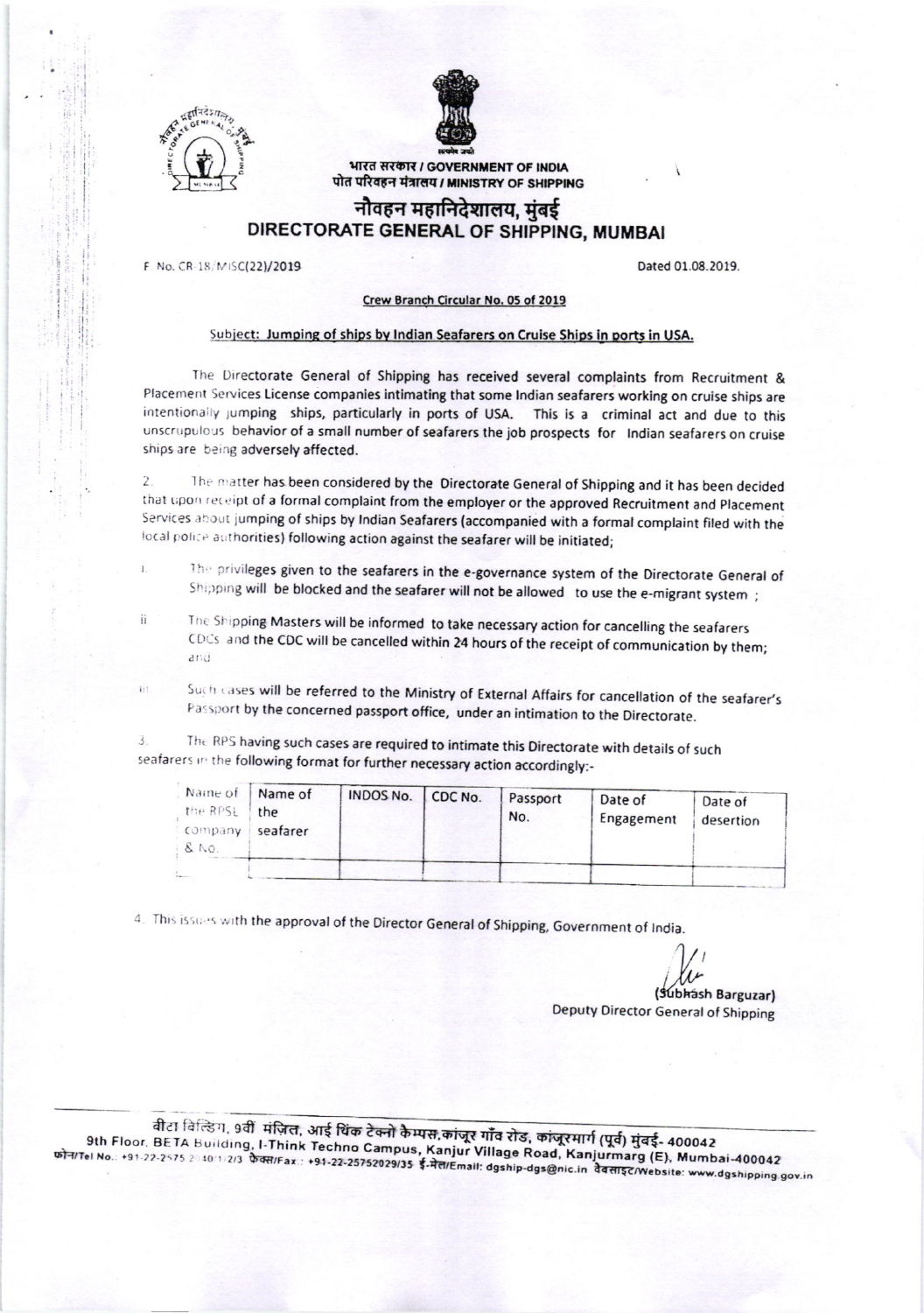भारत सरकार / GOVERNMENT OF INDIA
पोत परिवहन मंत्रालय / MINISTRY OF SHIPPING

# नौवहन महानिदेशालय, मुंबई
# DIRECTORATE GENERAL OF SHIPPING, MUMBAI

F. No. CR-18/MISC(22)/2019 Dated 01.08.2019.

**Crew Branch Circular No. 05 of 2019**

**Subject: Jumping of ships by Indian Seafarers on Cruise Ships in ports in USA.**

The Directorate General of Shipping has received several complaints from Recruitment & Placement Services License companies intimating that some Indian seafarers working on cruise ships are intentionally jumping ships, particularly in ports of USA. This is a criminal act and due to this unscrupulous behavior of a small number of seafarers the job prospects for Indian seafarers on cruise ships are being adversely affected.

2. The matter has been considered by the Directorate General of Shipping and it has been decided that upon receipt of a formal complaint from the employer or the approved Recruitment and Placement Services about jumping of ships by Indian Seafarers (accompanied with a formal complaint filed with the local police authorities) following action against the seafarer will be initiated;

i. The privileges given to the seafarers in the e-governance system of the Directorate General of Shipping will be blocked and the seafarer will not be allowed to use the e-migrant system ;

ii. The Shipping Masters will be informed to take necessary action for cancelling the seafarers CDCs and the CDC will be cancelled within 24 hours of the receipt of communication by them; and

iii. Such cases will be referred to the Ministry of External Affairs for cancellation of the seafarer's Passport by the concerned passport office, under an intimation to the Directorate.

3. The RPS having such cases are required to intimate this Directorate with details of such seafarers in the following format for further necessary action accordingly:-

| Name of the RPSL company & No. | Name of the seafarer | INDOS No. | CDC No. | Passport No. | Date of Engagement | Date of desertion |
|---|---|---|---|---|---|---|
| | | | | | | |

4. This issues with the approval of the Director General of Shipping, Government of India.

(Subhash Barguzar)
Deputy Director General of Shipping

बीटा बिल्डिंग, 9वी मंजिल, आई थिंक टेक्नो कैम्पस, कांजूर गाँव रोड, कांजूरमार्ग (पूर्व) मुंबई- 400042
9th Floor, BETA Building, I-Think Techno Campus, Kanjur Village Road, Kanjurmarg (E), Mumbai-400042
फोन/Tel No.: +91-22-2575 2040/1/2/3 फैक्स/Fax.: +91-22-25752029/35 ई-मेल/Email: dgship-dgs@nic.in वेबसाइट/Website: www.dgshipping.gov.in